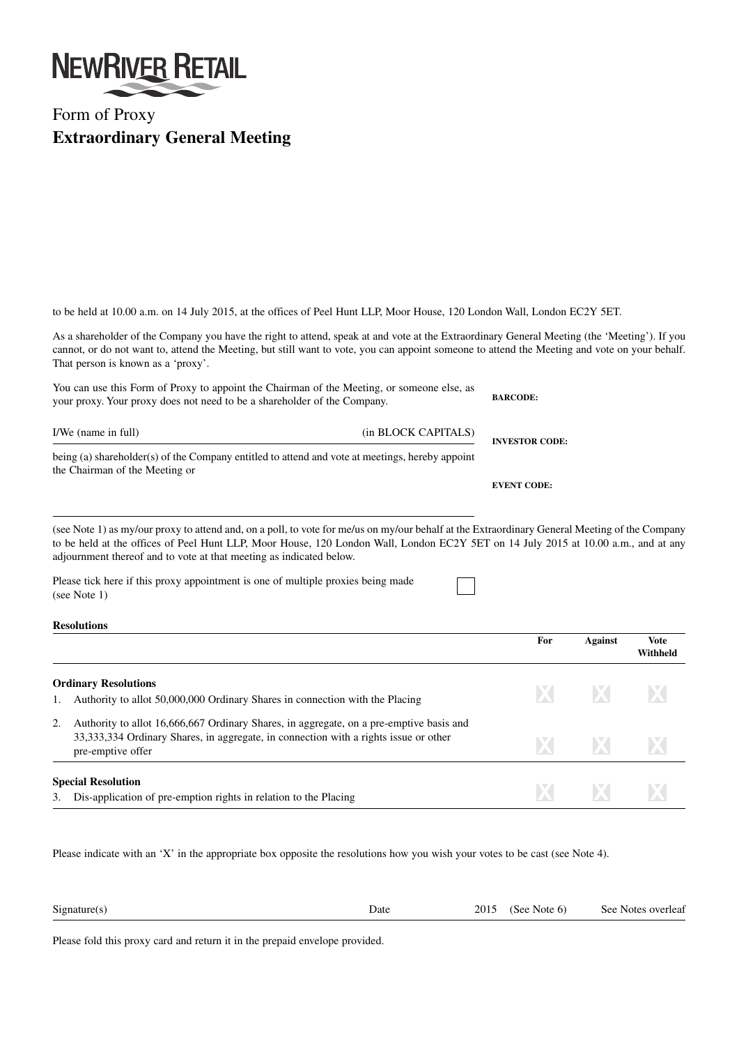# NEWRIVER RETAIL

## Form of Proxy

## Extraordinary General Meeting

to be held at 10.00 a.m. on 14 July 2015, at the offices of Peel Hunt LLP, Moor House, 120 London Wall, London EC2Y 5ET.

As a shareholder of the Company you have the right to attend, speak at and vote at the Extraordinary General Meeting (the 'Meeting'). If you cannot, or do not want to, attend the Meeting, but still want to vote, you can appoint someone to attend the Meeting and vote on your behalf. That person is known as a 'proxy'.

You can use this Form of Proxy to appoint the Chairman of the Meeting, or someone else, as your proxy. Your proxy does not need to be a shareholder of the Company.

**BARCODE:**

I/We (name in full) (in BLOCK CAPITALS)

**INVESTOR CODE:**

being (a) shareholder(s) of the Company entitled to attend and vote at meetings, hereby appoint the Chairman of the Meeting or

**EVENT CODE:**

(see Note 1) as my/our proxy to attend and, on a poll, to vote for me/us on my/our behalf at the Extraordinary General Meeting of the Company to be held at the offices of Peel Hunt LLP, Moor House, 120 London Wall, London EC2Y 5ET on 14 July 2015 at 10.00 a.m., and at any adjournment thereof and to vote at that meeting as indicated below.

Please tick here if this proxy appointment is one of multiple proxies being made (see Note 1) ☐

**Resolutions**

| | For | Against | Vote Withheld |
|---|---|---|---|
| **Ordinary Resolutions** | | | |
| 1. Authority to allot 50,000,000 Ordinary Shares in connection with the Placing | X | X | X |
| 2. Authority to allot 16,666,667 Ordinary Shares, in aggregate, on a pre-emptive basis and 33,333,334 Ordinary Shares, in aggregate, in connection with a rights issue or other pre-emptive offer | X | X | X |
| **Special Resolution** | | | |
| 3. Dis-application of pre-emption rights in relation to the Placing | X | X | X |

Please indicate with an 'X' in the appropriate box opposite the resolutions how you wish your votes to be cast (see Note 4).

Signature(s) Date 2015 (See Note 6) See Notes overleaf

Please fold this proxy card and return it in the prepaid envelope provided.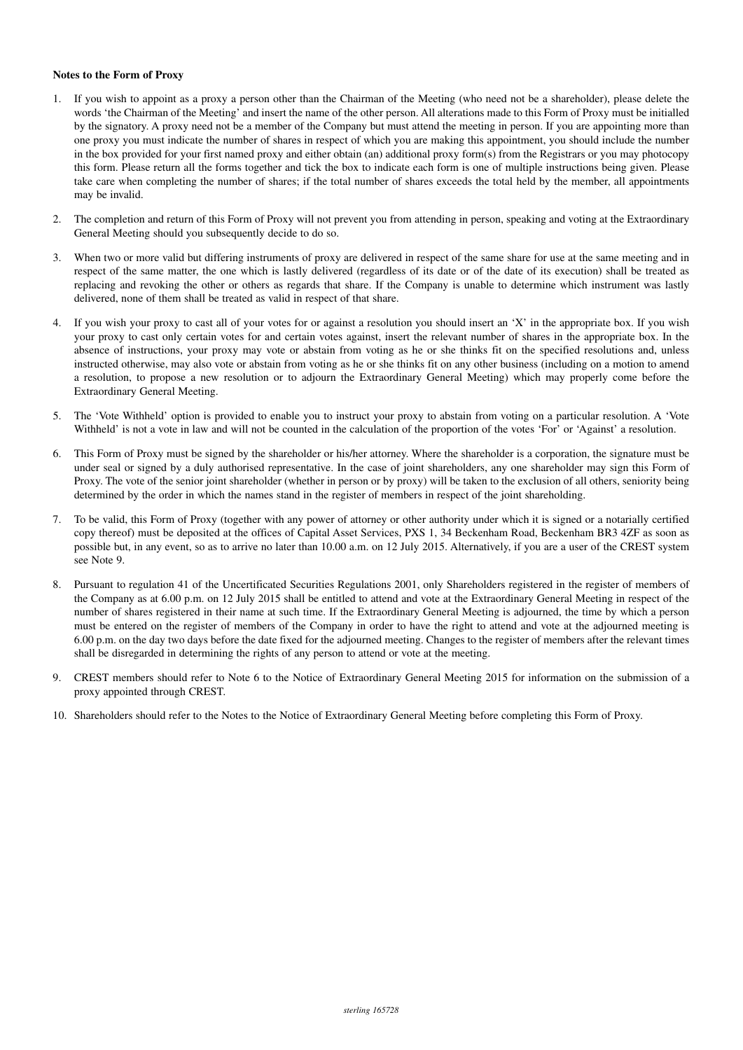**Notes to the Form of Proxy**

1. If you wish to appoint as a proxy a person other than the Chairman of the Meeting (who need not be a shareholder), please delete the words 'the Chairman of the Meeting' and insert the name of the other person. All alterations made to this Form of Proxy must be initialled by the signatory. A proxy need not be a member of the Company but must attend the meeting in person. If you are appointing more than one proxy you must indicate the number of shares in respect of which you are making this appointment, you should include the number in the box provided for your first named proxy and either obtain (an) additional proxy form(s) from the Registrars or you may photocopy this form. Please return all the forms together and tick the box to indicate each form is one of multiple instructions being given. Please take care when completing the number of shares; if the total number of shares exceeds the total held by the member, all appointments may be invalid.

2. The completion and return of this Form of Proxy will not prevent you from attending in person, speaking and voting at the Extraordinary General Meeting should you subsequently decide to do so.

3. When two or more valid but differing instruments of proxy are delivered in respect of the same share for use at the same meeting and in respect of the same matter, the one which is lastly delivered (regardless of its date or of the date of its execution) shall be treated as replacing and revoking the other or others as regards that share. If the Company is unable to determine which instrument was lastly delivered, none of them shall be treated as valid in respect of that share.

4. If you wish your proxy to cast all of your votes for or against a resolution you should insert an 'X' in the appropriate box. If you wish your proxy to cast only certain votes for and certain votes against, insert the relevant number of shares in the appropriate box. In the absence of instructions, your proxy may vote or abstain from voting as he or she thinks fit on the specified resolutions and, unless instructed otherwise, may also vote or abstain from voting as he or she thinks fit on any other business (including on a motion to amend a resolution, to propose a new resolution or to adjourn the Extraordinary General Meeting) which may properly come before the Extraordinary General Meeting.

5. The 'Vote Withheld' option is provided to enable you to instruct your proxy to abstain from voting on a particular resolution. A 'Vote Withheld' is not a vote in law and will not be counted in the calculation of the proportion of the votes 'For' or 'Against' a resolution.

6. This Form of Proxy must be signed by the shareholder or his/her attorney. Where the shareholder is a corporation, the signature must be under seal or signed by a duly authorised representative. In the case of joint shareholders, any one shareholder may sign this Form of Proxy. The vote of the senior joint shareholder (whether in person or by proxy) will be taken to the exclusion of all others, seniority being determined by the order in which the names stand in the register of members in respect of the joint shareholding.

7. To be valid, this Form of Proxy (together with any power of attorney or other authority under which it is signed or a notarially certified copy thereof) must be deposited at the offices of Capital Asset Services, PXS 1, 34 Beckenham Road, Beckenham BR3 4ZF as soon as possible but, in any event, so as to arrive no later than 10.00 a.m. on 12 July 2015. Alternatively, if you are a user of the CREST system see Note 9.

8. Pursuant to regulation 41 of the Uncertificated Securities Regulations 2001, only Shareholders registered in the register of members of the Company as at 6.00 p.m. on 12 July 2015 shall be entitled to attend and vote at the Extraordinary General Meeting in respect of the number of shares registered in their name at such time. If the Extraordinary General Meeting is adjourned, the time by which a person must be entered on the register of members of the Company in order to have the right to attend and vote at the adjourned meeting is 6.00 p.m. on the day two days before the date fixed for the adjourned meeting. Changes to the register of members after the relevant times shall be disregarded in determining the rights of any person to attend or vote at the meeting.

9. CREST members should refer to Note 6 to the Notice of Extraordinary General Meeting 2015 for information on the submission of a proxy appointed through CREST.

10. Shareholders should refer to the Notes to the Notice of Extraordinary General Meeting before completing this Form of Proxy.

*sterling 165728*